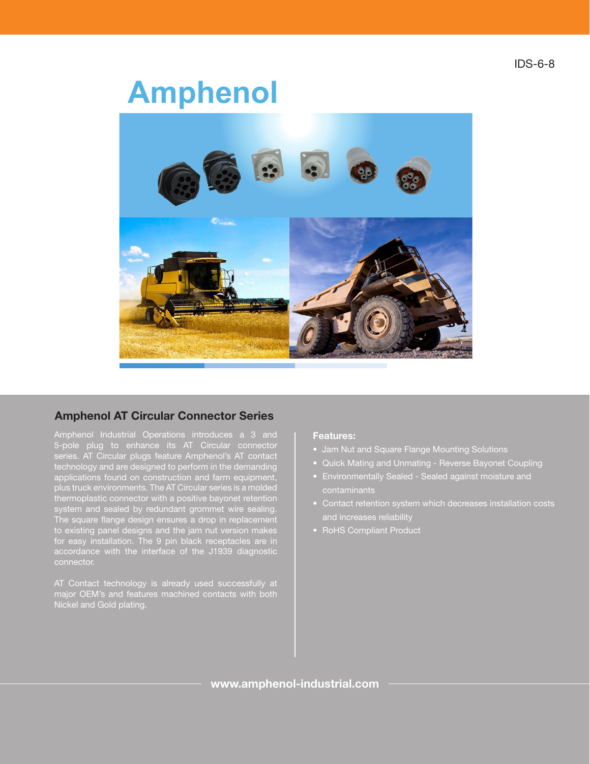IDS-6-8

# Amphenol

## Amphenol AT Circular Connector Series

Amphenol Industrial Operations introduces a 3 and 5-pole plug to enhance its AT Circular connector series. AT Circular plugs feature Amphenol's AT contact technology and are designed to perform in the demanding applications found on construction and farm equipment, plus truck environments. The AT Circular series is a molded thermoplastic connector with a positive bayonet retention system and sealed by redundant grommet wire sealing. The square flange design ensures a drop in replacement to existing panel designs and the jam nut version makes for easy installation. The 9 pin black receptacles are in accordance with the interface of the J1939 diagnostic connector.

AT Contact technology is already used successfully at major OEM's and features machined contacts with both Nickel and Gold plating.

**Features:**

- Jam Nut and Square Flange Mounting Solutions
- Quick Mating and Unmating - Reverse Bayonet Coupling
- Environmentally Sealed - Sealed against moisture and contaminants
- Contact retention system which decreases installation costs and increases reliability
- RoHS Compliant Product

**www.amphenol-industrial.com**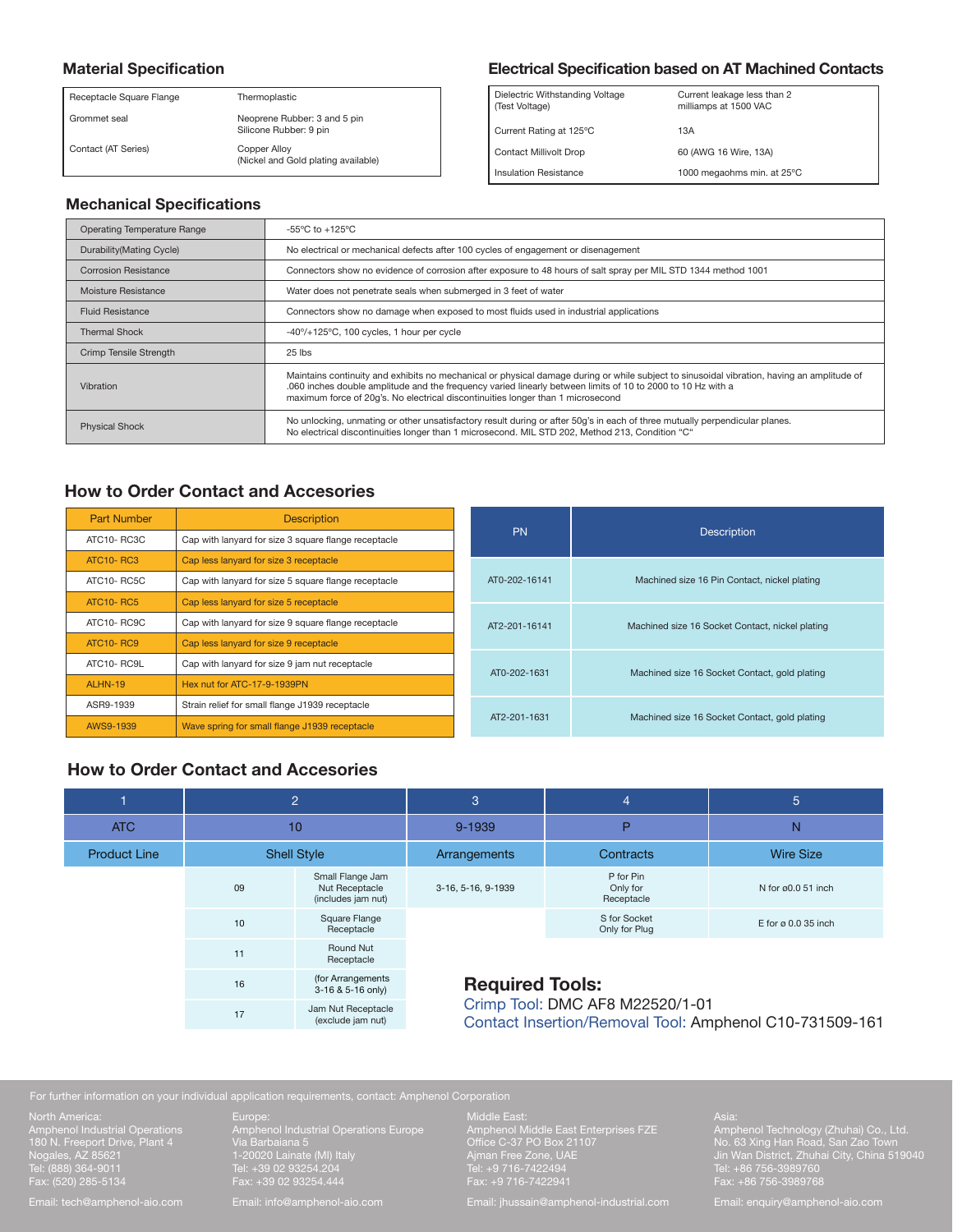## Material Specification

| | |
|---|---|
| Receptacle Square Flange | Thermoplastic |
| Grommet seal | Neoprene Rubber: 3 and 5 pin<br>Silicone Rubber: 9 pin |
| Contact (AT Series) | Copper Alloy<br>(Nickel and Gold plating available) |

## Electrical Specification based on AT Machined Contacts

| | |
|---|---|
| Dielectric Withstanding Voltage (Test Voltage) | Current leakage less than 2 milliamps at 1500 VAC |
| Current Rating at 125°C | 13A |
| Contact Millivolt Drop | 60 (AWG 16 Wire, 13A) |
| Insulation Resistance | 1000 megaohms min. at 25°C |

## Mechanical Specifications

| | |
|---|---|
| Operating Temperature Range | -55°C to +125°C |
| Durability(Mating Cycle) | No electrical or mechanical defects after 100 cycles of engagement or disenagement |
| Corrosion Resistance | Connectors show no evidence of corrosion after exposure to 48 hours of salt spray per MIL STD 1344 method 1001 |
| Moisture Resistance | Water does not penetrate seals when submerged in 3 feet of water |
| Fluid Resistance | Connectors show no damage when exposed to most fluids used in industrial applications |
| Thermal Shock | -40°/+125°C, 100 cycles, 1 hour per cycle |
| Crimp Tensile Strength | 25 lbs |
| Vibration | Maintains continuity and exhibits no mechanical or physical damage during or while subject to sinusoidal vibration, having an amplitude of .060 inches double amplitude and the frequency varied linearly between limits of 10 to 2000 to 10 Hz with a maximum force of 20g's. No electrical discontinuities longer than 1 microsecond |
| Physical Shock | No unlocking, unmating or other unsatisfactory result during or after 50g's in each of three mutually perpendicular planes. No electrical discontinuities longer than 1 microsecond. MIL STD 202, Method 213, Condition "C" |

## How to Order Contact and Accesories

| Part Number | Description |
|---|---|
| ATC10- RC3C | Cap with lanyard for size 3 square flange receptacle |
| ATC10- RC3 | Cap less lanyard for size 3 receptacle |
| ATC10- RC5C | Cap with lanyard for size 5 square flange receptacle |
| ATC10- RC5 | Cap less lanyard for size 5 receptacle |
| ATC10- RC9C | Cap with lanyard for size 9 square flange receptacle |
| ATC10- RC9 | Cap less lanyard for size 9 receptacle |
| ATC10- RC9L | Cap with lanyard for size 9 jam nut receptacle |
| ALHN-19 | Hex nut for ATC-17-9-1939PN |
| ASR9-1939 | Strain relief for small flange J1939 receptacle |
| AWS9-1939 | Wave spring for small flange J1939 receptacle |

| PN | Description |
|---|---|
| AT0-202-16141 | Machined size 16 Pin Contact, nickel plating |
| AT2-201-16141 | Machined size 16 Socket Contact, nickel plating |
| AT0-202-1631 | Machined size 16 Socket Contact, gold plating |
| AT2-201-1631 | Machined size 16 Socket Contact, gold plating |

## How to Order Contact and Accesories

| 1 | 2 | | 3 | 4 | 5 |
|---|---|---|---|---|---|
| ATC | 10 | | 9-1939 | P | N |
| Product Line | Shell Style | | Arrangements | Contracts | Wire Size |
| | 09 | Small Flange Jam Nut Receptacle (includes jam nut) | 3-16, 5-16, 9-1939 | P for Pin Only for Receptacle | N for ø0.0 51 inch |
| | 10 | Square Flange Receptacle | | S for Socket Only for Plug | E for ø 0.0 35 inch |
| | 11 | Round Nut Receptacle | | | |
| | 16 | (for Arrangements 3-16 & 5-16 only) | | | |
| | 17 | Jam Nut Receptacle (exclude jam nut) | | | |

## Required Tools:

Crimp Tool: DMC AF8 M22520/1-01
Contact Insertion/Removal Tool: Amphenol C10-731509-161

For further information on your individual application requirements, contact: Amphenol Corporation

North America:
Amphenol Industrial Operations
180 N. Freeport Drive, Plant 4
Nogales, AZ 85621
Tel: (888) 364-9011
Fax: (520) 285-5134
Email: tech@amphenol-aio.com

Europe:
Amphenol Industrial Operations Europe
Via Barbaiana 5
1-20020 Lainate (MI) Italy
Tel: +39 02 93254.204
Fax: +39 02 93254.444
Email: info@amphenol-aio.com

Middle East:
Amphenol Middle East Enterprises FZE
Office C-37 PO Box 21107
Ajman Free Zone, UAE
Tel: +9 716-7422494
Fax: +9 716-7422941
Email: jhussain@amphenol-industrial.com

Asia:
Amphenol Technology (Zhuhai) Co., Ltd.
No. 63 Xing Han Road, San Zao Town
Jin Wan District, Zhuhai City, China 519040
Tel: +86 756-3989760
Fax: +86 756-3989768
Email: enquiry@amphenol-aio.com